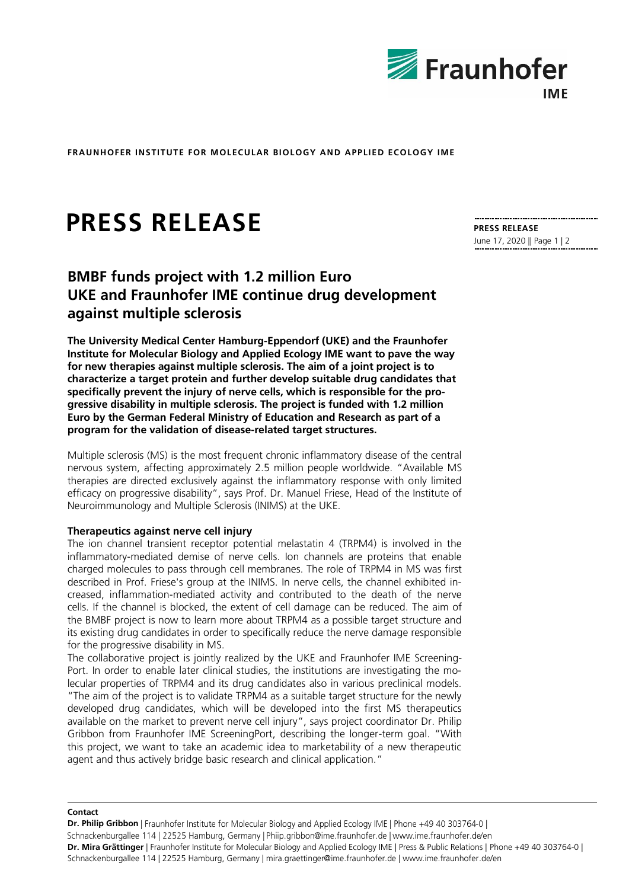**FRAUNHOFER INSTITUTE FOR MOLECULAR BIOLOGY AND APPLIED ECOLOGY IME**

# PRESS RELEASE

**PRESS RELEASE**
June 17, 2020

## BMBF funds project with 1.2 million Euro UKE and Fraunhofer IME continue drug development against multiple sclerosis

**The University Medical Center Hamburg-Eppendorf (UKE) and the Fraunhofer Institute for Molecular Biology and Applied Ecology IME want to pave the way for new therapies against multiple sclerosis. The aim of a joint project is to characterize a target protein and further develop suitable drug candidates that specifically prevent the injury of nerve cells, which is responsible for the progressive disability in multiple sclerosis. The project is funded with 1.2 million Euro by the German Federal Ministry of Education and Research as part of a program for the validation of disease-related target structures.**

Multiple sclerosis (MS) is the most frequent chronic inflammatory disease of the central nervous system, affecting approximately 2.5 million people worldwide. "Available MS therapies are directed exclusively against the inflammatory response with only limited efficacy on progressive disability", says Prof. Dr. Manuel Friese, Head of the Institute of Neuroimmunology and Multiple Sclerosis (INIMS) at the UKE.

### Therapeutics against nerve cell injury

The ion channel transient receptor potential melastatin 4 (TRPM4) is involved in the inflammatory-mediated demise of nerve cells. Ion channels are proteins that enable charged molecules to pass through cell membranes. The role of TRPM4 in MS was first described in Prof. Friese's group at the INIMS. In nerve cells, the channel exhibited increased, inflammation-mediated activity and contributed to the death of the nerve cells. If the channel is blocked, the extent of cell damage can be reduced. The aim of the BMBF project is now to learn more about TRPM4 as a possible target structure and its existing drug candidates in order to specifically reduce the nerve damage responsible for the progressive disability in MS.

The collaborative project is jointly realized by the UKE and Fraunhofer IME ScreeningPort. In order to enable later clinical studies, the institutions are investigating the molecular properties of TRPM4 and its drug candidates also in various preclinical models. "The aim of the project is to validate TRPM4 as a suitable target structure for the newly developed drug candidates, which will be developed into the first MS therapeutics available on the market to prevent nerve cell injury", says project coordinator Dr. Philip Gribbon from Fraunhofer IME ScreeningPort, describing the longer-term goal. "With this project, we want to take an academic idea to marketability of a new therapeutic agent and thus actively bridge basic research and clinical application."

**Contact**

**Dr. Philip Gribbon** | Fraunhofer Institute for Molecular Biology and Applied Ecology IME | Phone +49 40 303764-0 | Schnackenburgallee 114 | 22525 Hamburg, Germany | Phiip.gribbon@ime.fraunhofer.de | www.ime.fraunhofer.de/en

**Dr. Mira Grättinger** | Fraunhofer Institute for Molecular Biology and Applied Ecology IME | Press & Public Relations | Phone +49 40 303764-0 | Schnackenburgallee 114 | 22525 Hamburg, Germany | mira.graettinger@ime.fraunhofer.de | www.ime.fraunhofer.de/en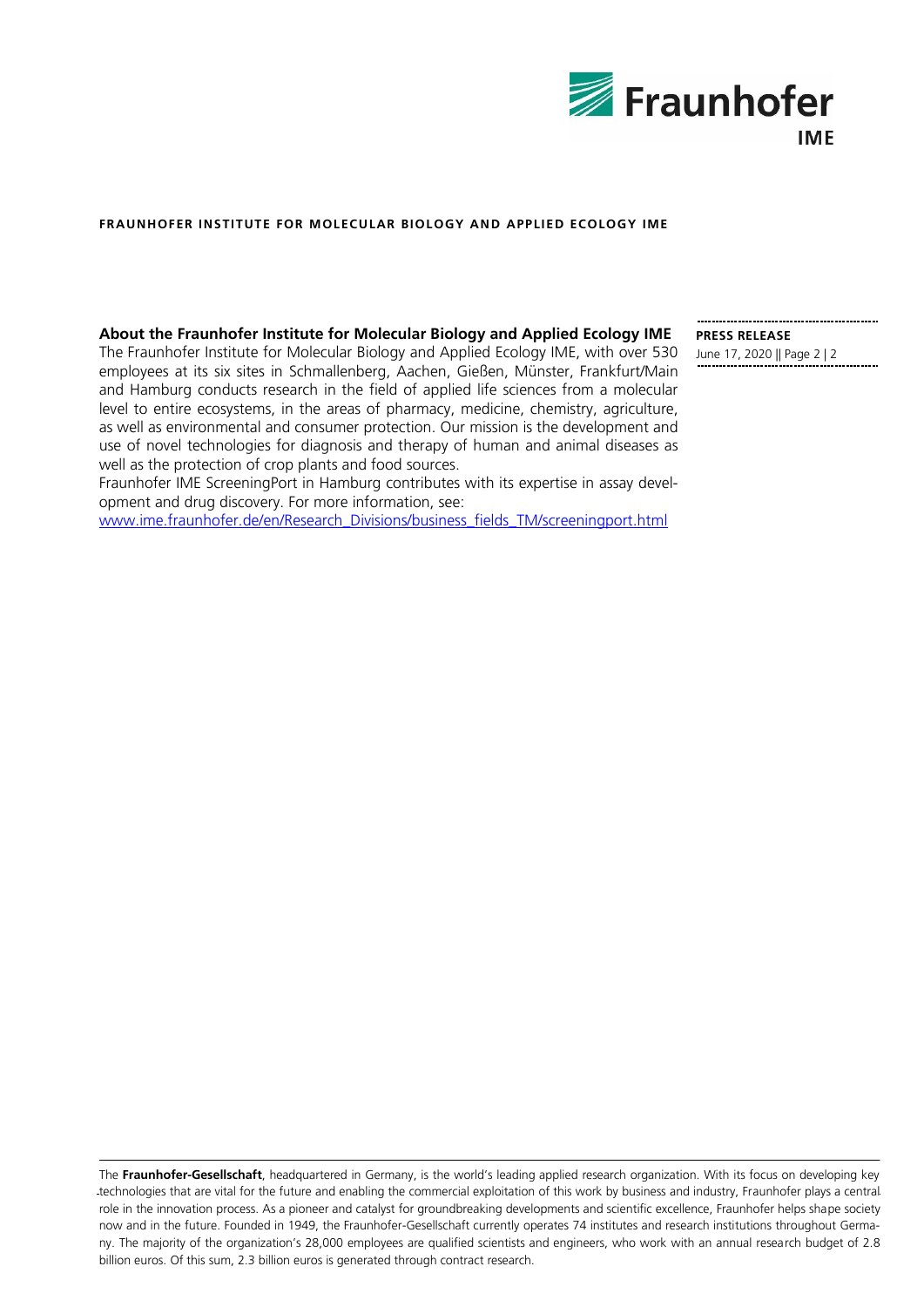**FRAUNHOFER INSTITUTE FOR MOLECULAR BIOLOGY AND APPLIED ECOLOGY IME**

**PRESS RELEASE**
June 17, 2020

### About the Fraunhofer Institute for Molecular Biology and Applied Ecology IME

The Fraunhofer Institute for Molecular Biology and Applied Ecology IME, with over 530 employees at its six sites in Schmallenberg, Aachen, Gießen, Münster, Frankfurt/Main and Hamburg conducts research in the field of applied life sciences from a molecular level to entire ecosystems, in the areas of pharmacy, medicine, chemistry, agriculture, as well as environmental and consumer protection. Our mission is the development and use of novel technologies for diagnosis and therapy of human and animal diseases as well as the protection of crop plants and food sources.

Fraunhofer IME ScreeningPort in Hamburg contributes with its expertise in assay development and drug discovery. For more information, see: [www.ime.fraunhofer.de/en/Research_Divisions/business_fields_TM/screeningport.html](www.ime.fraunhofer.de/en/Research_Divisions/business_fields_TM/screeningport.html)

The **Fraunhofer-Gesellschaft**, headquartered in Germany, is the world's leading applied research organization. With its focus on developing key technologies that are vital for the future and enabling the commercial exploitation of this work by business and industry, Fraunhofer plays a central role in the innovation process. As a pioneer and catalyst for groundbreaking developments and scientific excellence, Fraunhofer helps shape society now and in the future. Founded in 1949, the Fraunhofer-Gesellschaft currently operates 74 institutes and research institutions throughout Germany. The majority of the organization's 28,000 employees are qualified scientists and engineers, who work with an annual research budget of 2.8 billion euros. Of this sum, 2.3 billion euros is generated through contract research.